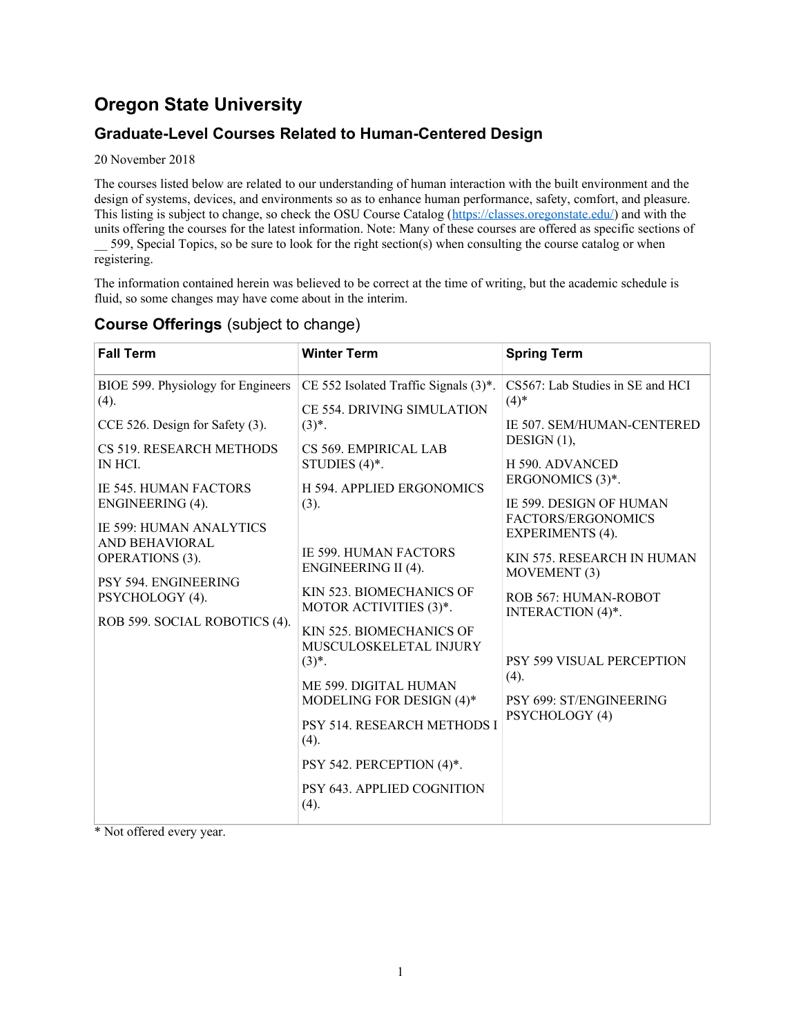# Oregon State University

## Graduate-Level Courses Related to Human-Centered Design

20 November 2018

The courses listed below are related to our understanding of human interaction with the built environment and the design of systems, devices, and environments so as to enhance human performance, safety, comfort, and pleasure. This listing is subject to change, so check the OSU Course Catalog (https://classes.oregonstate.edu/) and with the units offering the courses for the latest information. Note: Many of these courses are offered as specific sections of __ 599, Special Topics, so be sure to look for the right section(s) when consulting the course catalog or when registering.

The information contained herein was believed to be correct at the time of writing, but the academic schedule is fluid, so some changes may have come about in the interim.

## Course Offerings (subject to change)

| Fall Term | Winter Term | Spring Term |
|---|---|---|
| BIOE 599. Physiology for Engineers (4).<br><br>CCE 526. Design for Safety (3).<br><br>CS 519. RESEARCH METHODS IN HCI.<br><br>IE 545. HUMAN FACTORS ENGINEERING (4).<br><br>IE 599: HUMAN ANALYTICS AND BEHAVIORAL OPERATIONS (3).<br><br>PSY 594. ENGINEERING PSYCHOLOGY (4).<br><br>ROB 599. SOCIAL ROBOTICS (4). | CE 552 Isolated Traffic Signals (3)*.<br><br>CE 554. DRIVING SIMULATION (3)*.<br><br>CS 569. EMPIRICAL LAB STUDIES (4)*.<br><br>H 594. APPLIED ERGONOMICS (3).<br><br>IE 599. HUMAN FACTORS ENGINEERING II (4).<br><br>KIN 523. BIOMECHANICS OF MOTOR ACTIVITIES (3)*.<br><br>KIN 525. BIOMECHANICS OF MUSCULOSKELETAL INJURY (3)*.<br><br>ME 599. DIGITAL HUMAN MODELING FOR DESIGN (4)*<br><br>PSY 514. RESEARCH METHODS I (4).<br><br>PSY 542. PERCEPTION (4)*.<br><br>PSY 643. APPLIED COGNITION (4). | CS567: Lab Studies in SE and HCI (4)*<br><br>IE 507. SEM/HUMAN-CENTERED DESIGN (1),<br><br>H 590. ADVANCED ERGONOMICS (3)*.<br><br>IE 599. DESIGN OF HUMAN FACTORS/ERGONOMICS EXPERIMENTS (4).<br><br>KIN 575. RESEARCH IN HUMAN MOVEMENT (3)<br><br>ROB 567: HUMAN-ROBOT INTERACTION (4)*.<br><br>PSY 599 VISUAL PERCEPTION (4).<br><br>PSY 699: ST/ENGINEERING PSYCHOLOGY (4) |

* Not offered every year.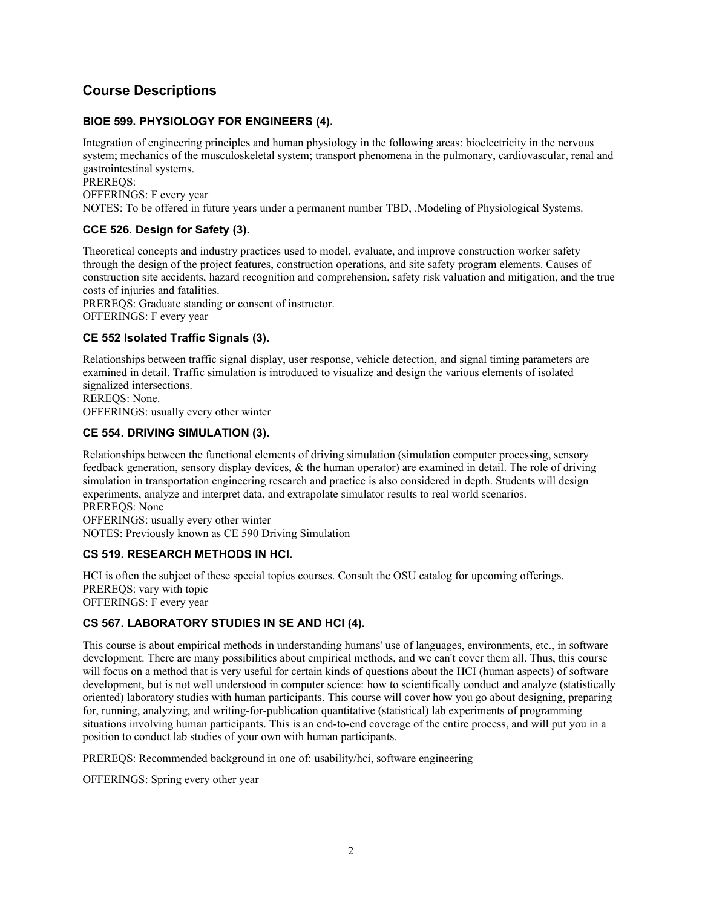## Course Descriptions

### BIOE 599. PHYSIOLOGY FOR ENGINEERS (4).

Integration of engineering principles and human physiology in the following areas: bioelectricity in the nervous system; mechanics of the musculoskeletal system; transport phenomena in the pulmonary, cardiovascular, renal and gastrointestinal systems.
PREREQS:
OFFERINGS: F every year
NOTES: To be offered in future years under a permanent number TBD, .Modeling of Physiological Systems.

### CCE 526. Design for Safety (3).

Theoretical concepts and industry practices used to model, evaluate, and improve construction worker safety through the design of the project features, construction operations, and site safety program elements. Causes of construction site accidents, hazard recognition and comprehension, safety risk valuation and mitigation, and the true costs of injuries and fatalities.
PREREQS: Graduate standing or consent of instructor.
OFFERINGS: F every year

### CE 552 Isolated Traffic Signals (3).

Relationships between traffic signal display, user response, vehicle detection, and signal timing parameters are examined in detail. Traffic simulation is introduced to visualize and design the various elements of isolated signalized intersections.
REREQS: None.
OFFERINGS: usually every other winter

### CE 554. DRIVING SIMULATION (3).

Relationships between the functional elements of driving simulation (simulation computer processing, sensory feedback generation, sensory display devices, & the human operator) are examined in detail. The role of driving simulation in transportation engineering research and practice is also considered in depth. Students will design experiments, analyze and interpret data, and extrapolate simulator results to real world scenarios.
PREREQS: None
OFFERINGS: usually every other winter
NOTES: Previously known as CE 590 Driving Simulation

### CS 519. RESEARCH METHODS IN HCI.

HCI is often the subject of these special topics courses. Consult the OSU catalog for upcoming offerings.
PREREQS: vary with topic
OFFERINGS: F every year

### CS 567. LABORATORY STUDIES IN SE AND HCI (4).

This course is about empirical methods in understanding humans' use of languages, environments, etc., in software development. There are many possibilities about empirical methods, and we can't cover them all. Thus, this course will focus on a method that is very useful for certain kinds of questions about the HCI (human aspects) of software development, but is not well understood in computer science: how to scientifically conduct and analyze (statistically oriented) laboratory studies with human participants. This course will cover how you go about designing, preparing for, running, analyzing, and writing-for-publication quantitative (statistical) lab experiments of programming situations involving human participants. This is an end-to-end coverage of the entire process, and will put you in a position to conduct lab studies of your own with human participants.

PREREQS: Recommended background in one of: usability/hci, software engineering

OFFERINGS: Spring every other year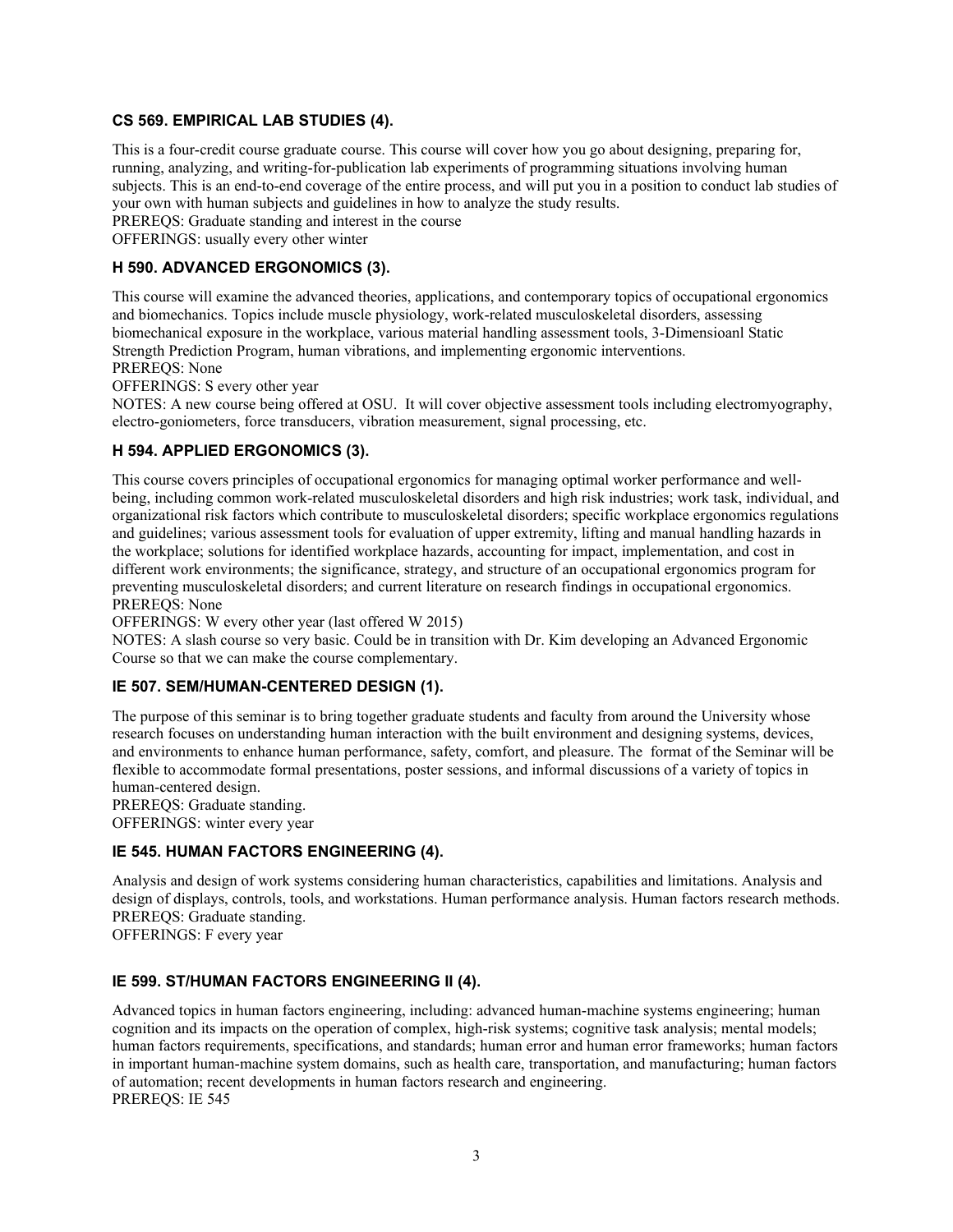### CS 569. EMPIRICAL LAB STUDIES (4).

This is a four-credit course graduate course. This course will cover how you go about designing, preparing for, running, analyzing, and writing-for-publication lab experiments of programming situations involving human subjects. This is an end-to-end coverage of the entire process, and will put you in a position to conduct lab studies of your own with human subjects and guidelines in how to analyze the study results.
PREREQS: Graduate standing and interest in the course
OFFERINGS: usually every other winter

### H 590. ADVANCED ERGONOMICS (3).

This course will examine the advanced theories, applications, and contemporary topics of occupational ergonomics and biomechanics. Topics include muscle physiology, work-related musculoskeletal disorders, assessing biomechanical exposure in the workplace, various material handling assessment tools, 3-Dimensioanl Static Strength Prediction Program, human vibrations, and implementing ergonomic interventions.
PREREQS: None
OFFERINGS: S every other year
NOTES: A new course being offered at OSU. It will cover objective assessment tools including electromyography, electro-goniometers, force transducers, vibration measurement, signal processing, etc.

### H 594. APPLIED ERGONOMICS (3).

This course covers principles of occupational ergonomics for managing optimal worker performance and well-being, including common work-related musculoskeletal disorders and high risk industries; work task, individual, and organizational risk factors which contribute to musculoskeletal disorders; specific workplace ergonomics regulations and guidelines; various assessment tools for evaluation of upper extremity, lifting and manual handling hazards in the workplace; solutions for identified workplace hazards, accounting for impact, implementation, and cost in different work environments; the significance, strategy, and structure of an occupational ergonomics program for preventing musculoskeletal disorders; and current literature on research findings in occupational ergonomics.
PREREQS: None
OFFERINGS: W every other year (last offered W 2015)
NOTES: A slash course so very basic. Could be in transition with Dr. Kim developing an Advanced Ergonomic Course so that we can make the course complementary.

### IE 507. SEM/HUMAN-CENTERED DESIGN (1).

The purpose of this seminar is to bring together graduate students and faculty from around the University whose research focuses on understanding human interaction with the built environment and designing systems, devices, and environments to enhance human performance, safety, comfort, and pleasure. The format of the Seminar will be flexible to accommodate formal presentations, poster sessions, and informal discussions of a variety of topics in human-centered design.
PREREQS: Graduate standing.
OFFERINGS: winter every year

### IE 545. HUMAN FACTORS ENGINEERING (4).

Analysis and design of work systems considering human characteristics, capabilities and limitations. Analysis and design of displays, controls, tools, and workstations. Human performance analysis. Human factors research methods.
PREREQS: Graduate standing.
OFFERINGS: F every year

### IE 599. ST/HUMAN FACTORS ENGINEERING II (4).

Advanced topics in human factors engineering, including: advanced human-machine systems engineering; human cognition and its impacts on the operation of complex, high-risk systems; cognitive task analysis; mental models; human factors requirements, specifications, and standards; human error and human error frameworks; human factors in important human-machine system domains, such as health care, transportation, and manufacturing; human factors of automation; recent developments in human factors research and engineering.
PREREQS: IE 545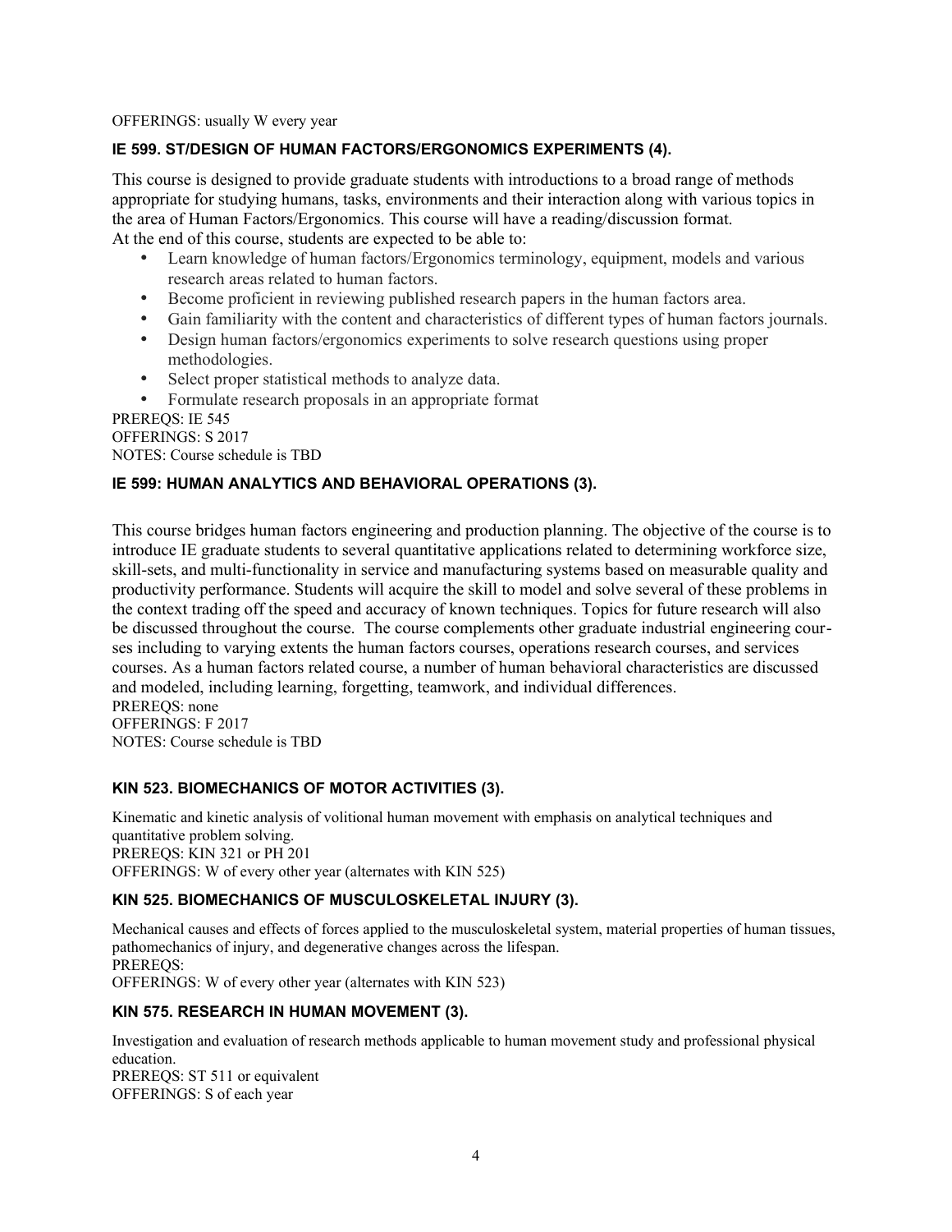OFFERINGS: usually W every year

### IE 599. ST/DESIGN OF HUMAN FACTORS/ERGONOMICS EXPERIMENTS (4).

This course is designed to provide graduate students with introductions to a broad range of methods appropriate for studying humans, tasks, environments and their interaction along with various topics in the area of Human Factors/Ergonomics. This course will have a reading/discussion format.
At the end of this course, students are expected to be able to:

- Learn knowledge of human factors/Ergonomics terminology, equipment, models and various research areas related to human factors.
- Become proficient in reviewing published research papers in the human factors area.
- Gain familiarity with the content and characteristics of different types of human factors journals.
- Design human factors/ergonomics experiments to solve research questions using proper methodologies.
- Select proper statistical methods to analyze data.
- Formulate research proposals in an appropriate format

PREREQS: IE 545
OFFERINGS: S 2017
NOTES: Course schedule is TBD

### IE 599: HUMAN ANALYTICS AND BEHAVIORAL OPERATIONS (3).

This course bridges human factors engineering and production planning. The objective of the course is to introduce IE graduate students to several quantitative applications related to determining workforce size, skill-sets, and multi-functionality in service and manufacturing systems based on measurable quality and productivity performance. Students will acquire the skill to model and solve several of these problems in the context trading off the speed and accuracy of known techniques. Topics for future research will also be discussed throughout the course. The course complements other graduate industrial engineering courses including to varying extents the human factors courses, operations research courses, and services courses. As a human factors related course, a number of human behavioral characteristics are discussed and modeled, including learning, forgetting, teamwork, and individual differences.
PREREQS: none
OFFERINGS: F 2017
NOTES: Course schedule is TBD

### KIN 523. BIOMECHANICS OF MOTOR ACTIVITIES (3).

Kinematic and kinetic analysis of volitional human movement with emphasis on analytical techniques and quantitative problem solving.
PREREQS: KIN 321 or PH 201
OFFERINGS: W of every other year (alternates with KIN 525)

### KIN 525. BIOMECHANICS OF MUSCULOSKELETAL INJURY (3).

Mechanical causes and effects of forces applied to the musculoskeletal system, material properties of human tissues, pathomechanics of injury, and degenerative changes across the lifespan.
PREREQS:
OFFERINGS: W of every other year (alternates with KIN 523)

### KIN 575. RESEARCH IN HUMAN MOVEMENT (3).

Investigation and evaluation of research methods applicable to human movement study and professional physical education.
PREREQS: ST 511 or equivalent
OFFERINGS: S of each year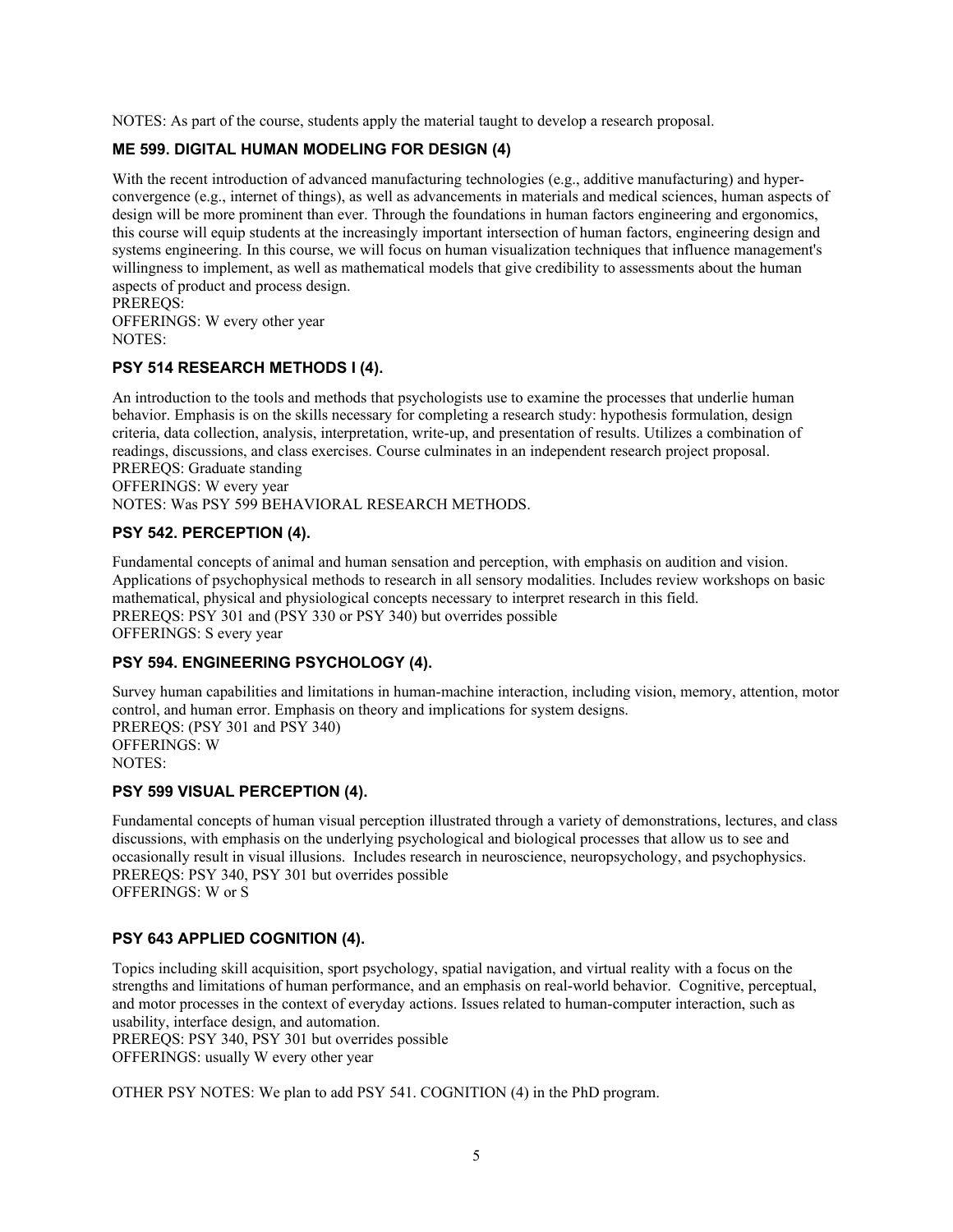NOTES: As part of the course, students apply the material taught to develop a research proposal.

### ME 599. DIGITAL HUMAN MODELING FOR DESIGN (4)

With the recent introduction of advanced manufacturing technologies (e.g., additive manufacturing) and hyper-convergence (e.g., internet of things), as well as advancements in materials and medical sciences, human aspects of design will be more prominent than ever. Through the foundations in human factors engineering and ergonomics, this course will equip students at the increasingly important intersection of human factors, engineering design and systems engineering. In this course, we will focus on human visualization techniques that influence management's willingness to implement, as well as mathematical models that give credibility to assessments about the human aspects of product and process design.
PREREQS:
OFFERINGS: W every other year
NOTES:

### PSY 514 RESEARCH METHODS I (4).

An introduction to the tools and methods that psychologists use to examine the processes that underlie human behavior. Emphasis is on the skills necessary for completing a research study: hypothesis formulation, design criteria, data collection, analysis, interpretation, write-up, and presentation of results. Utilizes a combination of readings, discussions, and class exercises. Course culminates in an independent research project proposal.
PREREQS: Graduate standing
OFFERINGS: W every year
NOTES: Was PSY 599 BEHAVIORAL RESEARCH METHODS.

### PSY 542. PERCEPTION (4).

Fundamental concepts of animal and human sensation and perception, with emphasis on audition and vision. Applications of psychophysical methods to research in all sensory modalities. Includes review workshops on basic mathematical, physical and physiological concepts necessary to interpret research in this field.
PREREQS: PSY 301 and (PSY 330 or PSY 340) but overrides possible
OFFERINGS: S every year

### PSY 594. ENGINEERING PSYCHOLOGY (4).

Survey human capabilities and limitations in human-machine interaction, including vision, memory, attention, motor control, and human error. Emphasis on theory and implications for system designs.
PREREQS: (PSY 301 and PSY 340)
OFFERINGS: W
NOTES:

### PSY 599 VISUAL PERCEPTION (4).

Fundamental concepts of human visual perception illustrated through a variety of demonstrations, lectures, and class discussions, with emphasis on the underlying psychological and biological processes that allow us to see and occasionally result in visual illusions. Includes research in neuroscience, neuropsychology, and psychophysics.
PREREQS: PSY 340, PSY 301 but overrides possible
OFFERINGS: W or S

### PSY 643 APPLIED COGNITION (4).

Topics including skill acquisition, sport psychology, spatial navigation, and virtual reality with a focus on the strengths and limitations of human performance, and an emphasis on real-world behavior. Cognitive, perceptual, and motor processes in the context of everyday actions. Issues related to human-computer interaction, such as usability, interface design, and automation.
PREREQS: PSY 340, PSY 301 but overrides possible
OFFERINGS: usually W every other year

OTHER PSY NOTES: We plan to add PSY 541. COGNITION (4) in the PhD program.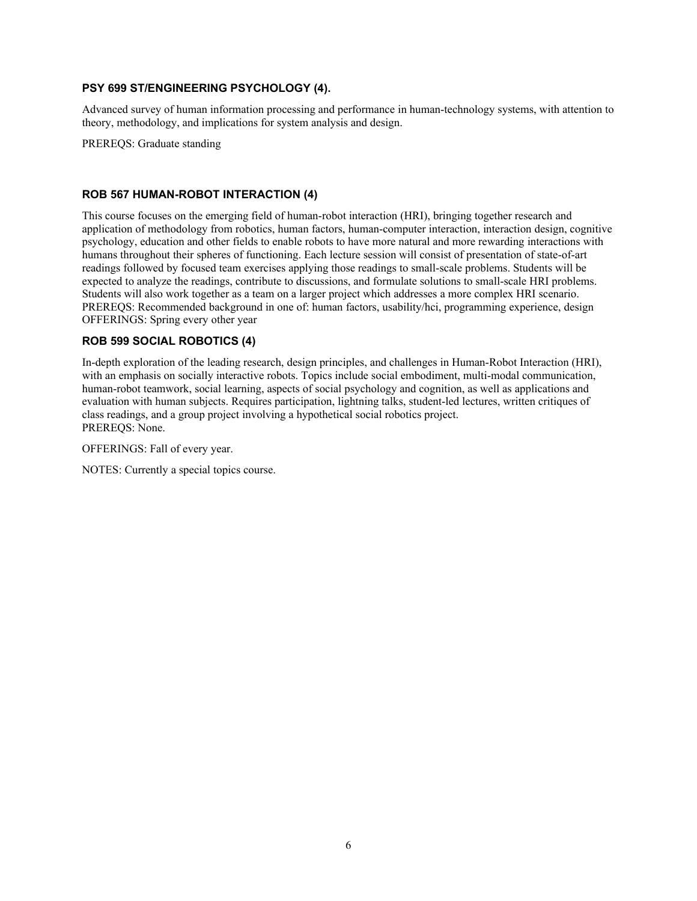### **PSY 699 ST/ENGINEERING PSYCHOLOGY (4).**

Advanced survey of human information processing and performance in human-technology systems, with attention to theory, methodology, and implications for system analysis and design.

PREREQS: Graduate standing

### **ROB 567 HUMAN-ROBOT INTERACTION (4)**

This course focuses on the emerging field of human-robot interaction (HRI), bringing together research and application of methodology from robotics, human factors, human-computer interaction, interaction design, cognitive psychology, education and other fields to enable robots to have more natural and more rewarding interactions with humans throughout their spheres of functioning. Each lecture session will consist of presentation of state-of-art readings followed by focused team exercises applying those readings to small-scale problems. Students will be expected to analyze the readings, contribute to discussions, and formulate solutions to small-scale HRI problems. Students will also work together as a team on a larger project which addresses a more complex HRI scenario.
PREREQS: Recommended background in one of: human factors, usability/hci, programming experience, design
OFFERINGS: Spring every other year

### **ROB 599 SOCIAL ROBOTICS (4)**

In-depth exploration of the leading research, design principles, and challenges in Human-Robot Interaction (HRI), with an emphasis on socially interactive robots. Topics include social embodiment, multi-modal communication, human-robot teamwork, social learning, aspects of social psychology and cognition, as well as applications and evaluation with human subjects. Requires participation, lightning talks, student-led lectures, written critiques of class readings, and a group project involving a hypothetical social robotics project.
PREREQS: None.

OFFERINGS: Fall of every year.

NOTES: Currently a special topics course.